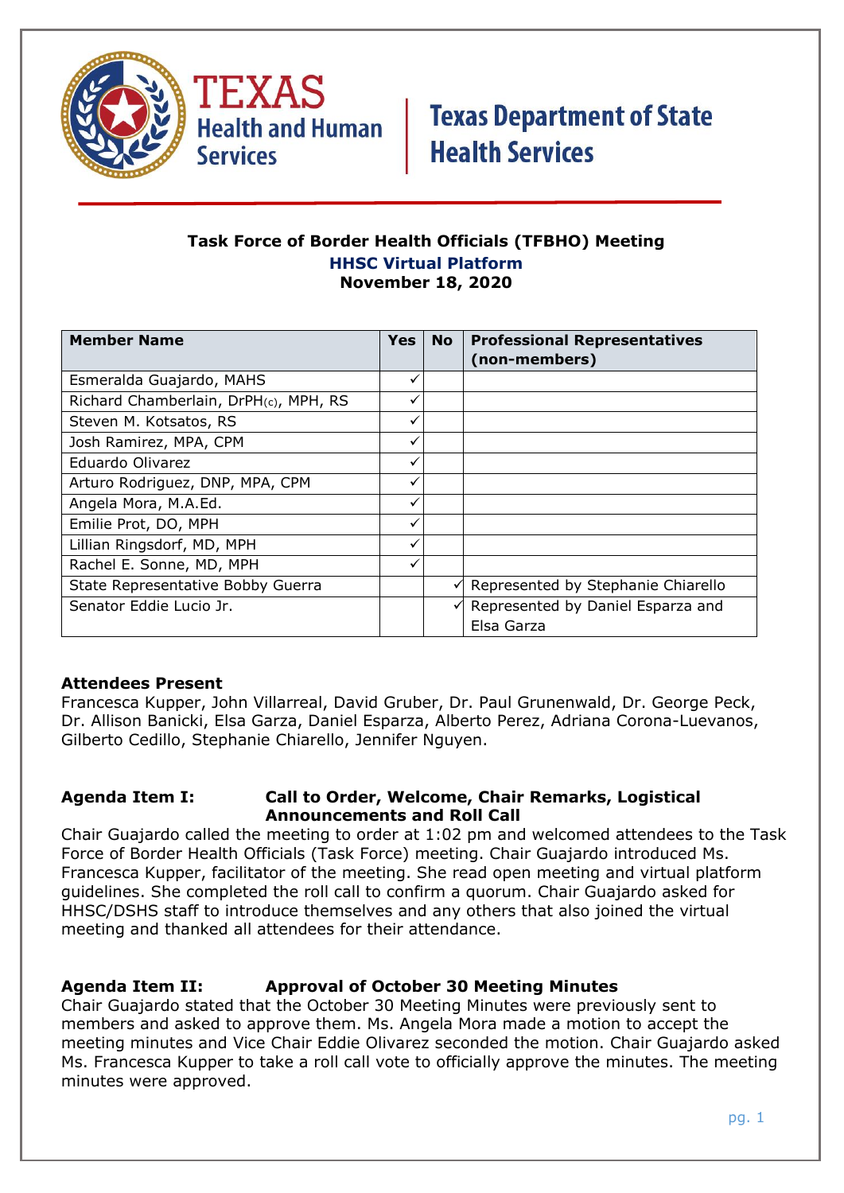Texas Health and Human Services | Texas Department of State Health Services

# Task Force of Border Health Officials (TFBHO) Meeting

**HHSC Virtual Platform**

**November 18, 2020**

| Member Name | Yes | No | Professional Representatives (non-members) |
|---|---|---|---|
| Esmeralda Guajardo, MAHS | ✓ | | |
| Richard Chamberlain, DrPH(c), MPH, RS | ✓ | | |
| Steven M. Kotsatos, RS | ✓ | | |
| Josh Ramirez, MPA, CPM | ✓ | | |
| Eduardo Olivarez | ✓ | | |
| Arturo Rodriguez, DNP, MPA, CPM | ✓ | | |
| Angela Mora, M.A.Ed. | ✓ | | |
| Emilie Prot, DO, MPH | ✓ | | |
| Lillian Ringsdorf, MD, MPH | ✓ | | |
| Rachel E. Sonne, MD, MPH | ✓ | | |
| State Representative Bobby Guerra | | ✓ | Represented by Stephanie Chiarello |
| Senator Eddie Lucio Jr. | | ✓ | Represented by Daniel Esparza and Elsa Garza |

**Attendees Present**

Francesca Kupper, John Villarreal, David Gruber, Dr. Paul Grunenwald, Dr. George Peck, Dr. Allison Banicki, Elsa Garza, Daniel Esparza, Alberto Perez, Adriana Corona-Luevanos, Gilberto Cedillo, Stephanie Chiarello, Jennifer Nguyen.

**Agenda Item I: Call to Order, Welcome, Chair Remarks, Logistical Announcements and Roll Call**

Chair Guajardo called the meeting to order at 1:02 pm and welcomed attendees to the Task Force of Border Health Officials (Task Force) meeting. Chair Guajardo introduced Ms. Francesca Kupper, facilitator of the meeting. She read open meeting and virtual platform guidelines. She completed the roll call to confirm a quorum. Chair Guajardo asked for HHSC/DSHS staff to introduce themselves and any others that also joined the virtual meeting and thanked all attendees for their attendance.

**Agenda Item II: Approval of October 30 Meeting Minutes**

Chair Guajardo stated that the October 30 Meeting Minutes were previously sent to members and asked to approve them. Ms. Angela Mora made a motion to accept the meeting minutes and Vice Chair Eddie Olivarez seconded the motion. Chair Guajardo asked Ms. Francesca Kupper to take a roll call vote to officially approve the minutes. The meeting minutes were approved.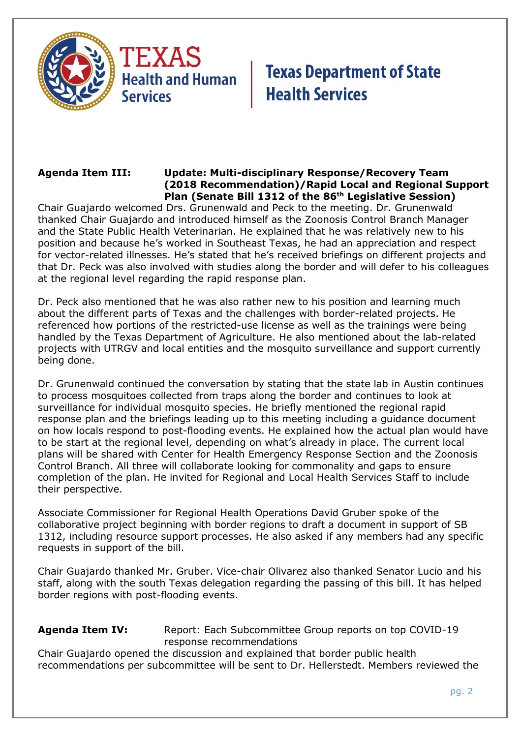**Agenda Item III: Update: Multi-disciplinary Response/Recovery Team (2018 Recommendation)/Rapid Local and Regional Support Plan (Senate Bill 1312 of the 86th Legislative Session)**

Chair Guajardo welcomed Drs. Grunenwald and Peck to the meeting. Dr. Grunenwald thanked Chair Guajardo and introduced himself as the Zoonosis Control Branch Manager and the State Public Health Veterinarian. He explained that he was relatively new to his position and because he's worked in Southeast Texas, he had an appreciation and respect for vector-related illnesses. He's stated that he's received briefings on different projects and that Dr. Peck was also involved with studies along the border and will defer to his colleagues at the regional level regarding the rapid response plan.

Dr. Peck also mentioned that he was also rather new to his position and learning much about the different parts of Texas and the challenges with border-related projects. He referenced how portions of the restricted-use license as well as the trainings were being handled by the Texas Department of Agriculture. He also mentioned about the lab-related projects with UTRGV and local entities and the mosquito surveillance and support currently being done.

Dr. Grunenwald continued the conversation by stating that the state lab in Austin continues to process mosquitoes collected from traps along the border and continues to look at surveillance for individual mosquito species. He briefly mentioned the regional rapid response plan and the briefings leading up to this meeting including a guidance document on how locals respond to post-flooding events. He explained how the actual plan would have to be start at the regional level, depending on what's already in place. The current local plans will be shared with Center for Health Emergency Response Section and the Zoonosis Control Branch. All three will collaborate looking for commonality and gaps to ensure completion of the plan. He invited for Regional and Local Health Services Staff to include their perspective.

Associate Commissioner for Regional Health Operations David Gruber spoke of the collaborative project beginning with border regions to draft a document in support of SB 1312, including resource support processes. He also asked if any members had any specific requests in support of the bill.

Chair Guajardo thanked Mr. Gruber. Vice-chair Olivarez also thanked Senator Lucio and his staff, along with the south Texas delegation regarding the passing of this bill. It has helped border regions with post-flooding events.

**Agenda Item IV:** Report: Each Subcommittee Group reports on top COVID-19 response recommendations

Chair Guajardo opened the discussion and explained that border public health recommendations per subcommittee will be sent to Dr. Hellerstedt. Members reviewed the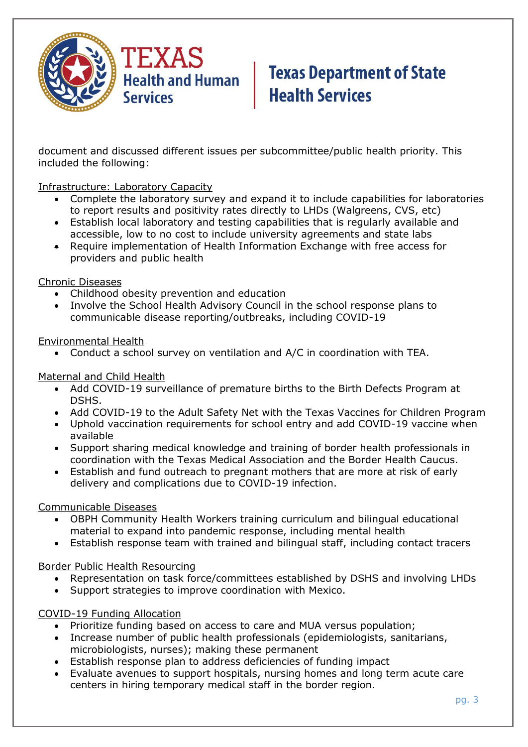document and discussed different issues per subcommittee/public health priority. This included the following:

Infrastructure: Laboratory Capacity

- Complete the laboratory survey and expand it to include capabilities for laboratories to report results and positivity rates directly to LHDs (Walgreens, CVS, etc)
- Establish local laboratory and testing capabilities that is regularly available and accessible, low to no cost to include university agreements and state labs
- Require implementation of Health Information Exchange with free access for providers and public health

Chronic Diseases

- Childhood obesity prevention and education
- Involve the School Health Advisory Council in the school response plans to communicable disease reporting/outbreaks, including COVID-19

Environmental Health

- Conduct a school survey on ventilation and A/C in coordination with TEA.

Maternal and Child Health

- Add COVID-19 surveillance of premature births to the Birth Defects Program at DSHS.
- Add COVID-19 to the Adult Safety Net with the Texas Vaccines for Children Program
- Uphold vaccination requirements for school entry and add COVID-19 vaccine when available
- Support sharing medical knowledge and training of border health professionals in coordination with the Texas Medical Association and the Border Health Caucus.
- Establish and fund outreach to pregnant mothers that are more at risk of early delivery and complications due to COVID-19 infection.

Communicable Diseases

- OBPH Community Health Workers training curriculum and bilingual educational material to expand into pandemic response, including mental health
- Establish response team with trained and bilingual staff, including contact tracers

Border Public Health Resourcing

- Representation on task force/committees established by DSHS and involving LHDs
- Support strategies to improve coordination with Mexico.

COVID-19 Funding Allocation

- Prioritize funding based on access to care and MUA versus population;
- Increase number of public health professionals (epidemiologists, sanitarians, microbiologists, nurses); making these permanent
- Establish response plan to address deficiencies of funding impact
- Evaluate avenues to support hospitals, nursing homes and long term acute care centers in hiring temporary medical staff in the border region.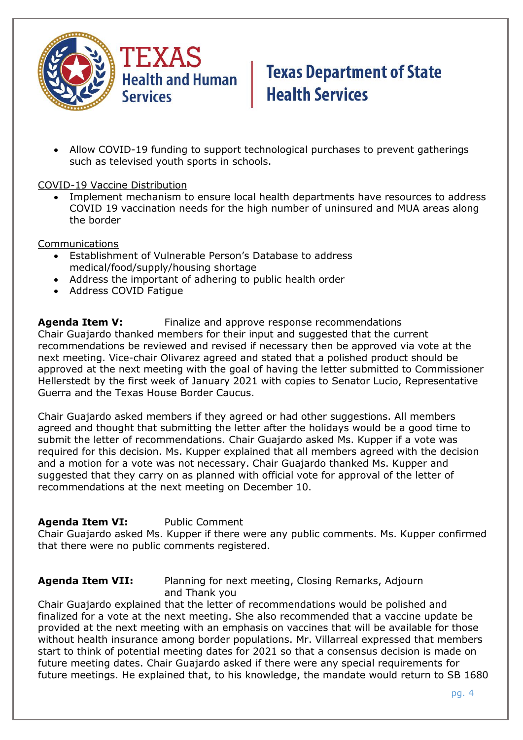- Allow COVID-19 funding to support technological purchases to prevent gatherings such as televised youth sports in schools.

COVID-19 Vaccine Distribution

- Implement mechanism to ensure local health departments have resources to address COVID 19 vaccination needs for the high number of uninsured and MUA areas along the border

Communications

- Establishment of Vulnerable Person's Database to address medical/food/supply/housing shortage
- Address the important of adhering to public health order
- Address COVID Fatigue

**Agenda Item V:** Finalize and approve response recommendations

Chair Guajardo thanked members for their input and suggested that the current recommendations be reviewed and revised if necessary then be approved via vote at the next meeting. Vice-chair Olivarez agreed and stated that a polished product should be approved at the next meeting with the goal of having the letter submitted to Commissioner Hellerstedt by the first week of January 2021 with copies to Senator Lucio, Representative Guerra and the Texas House Border Caucus.

Chair Guajardo asked members if they agreed or had other suggestions. All members agreed and thought that submitting the letter after the holidays would be a good time to submit the letter of recommendations. Chair Guajardo asked Ms. Kupper if a vote was required for this decision. Ms. Kupper explained that all members agreed with the decision and a motion for a vote was not necessary. Chair Guajardo thanked Ms. Kupper and suggested that they carry on as planned with official vote for approval of the letter of recommendations at the next meeting on December 10.

**Agenda Item VI:** Public Comment

Chair Guajardo asked Ms. Kupper if there were any public comments. Ms. Kupper confirmed that there were no public comments registered.

**Agenda Item VII:** Planning for next meeting, Closing Remarks, Adjourn and Thank you

Chair Guajardo explained that the letter of recommendations would be polished and finalized for a vote at the next meeting. She also recommended that a vaccine update be provided at the next meeting with an emphasis on vaccines that will be available for those without health insurance among border populations. Mr. Villarreal expressed that members start to think of potential meeting dates for 2021 so that a consensus decision is made on future meeting dates. Chair Guajardo asked if there were any special requirements for future meetings. He explained that, to his knowledge, the mandate would return to SB 1680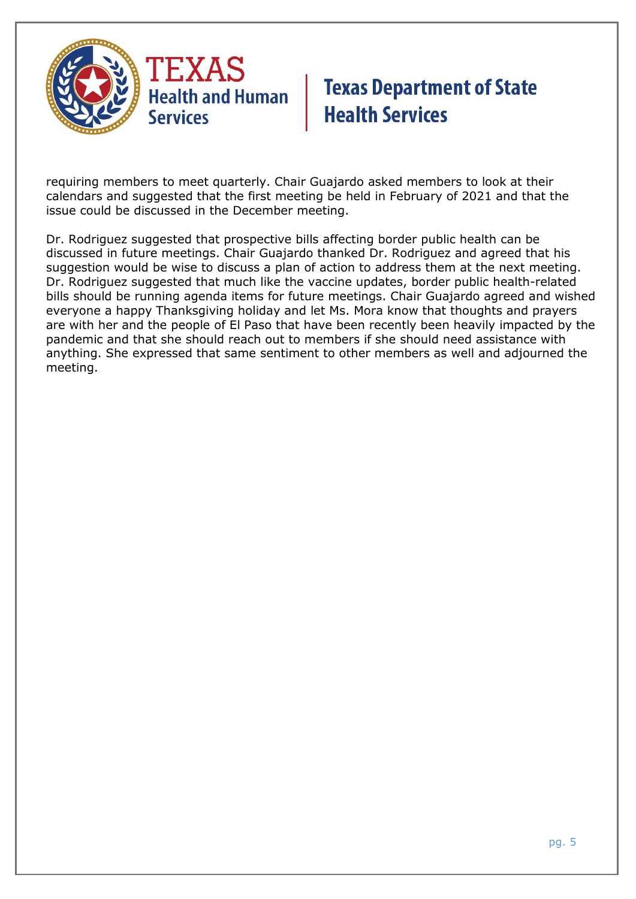requiring members to meet quarterly. Chair Guajardo asked members to look at their calendars and suggested that the first meeting be held in February of 2021 and that the issue could be discussed in the December meeting.

Dr. Rodriguez suggested that prospective bills affecting border public health can be discussed in future meetings. Chair Guajardo thanked Dr. Rodriguez and agreed that his suggestion would be wise to discuss a plan of action to address them at the next meeting. Dr. Rodriguez suggested that much like the vaccine updates, border public health-related bills should be running agenda items for future meetings. Chair Guajardo agreed and wished everyone a happy Thanksgiving holiday and let Ms. Mora know that thoughts and prayers are with her and the people of El Paso that have been recently been heavily impacted by the pandemic and that she should reach out to members if she should need assistance with anything. She expressed that same sentiment to other members as well and adjourned the meeting.